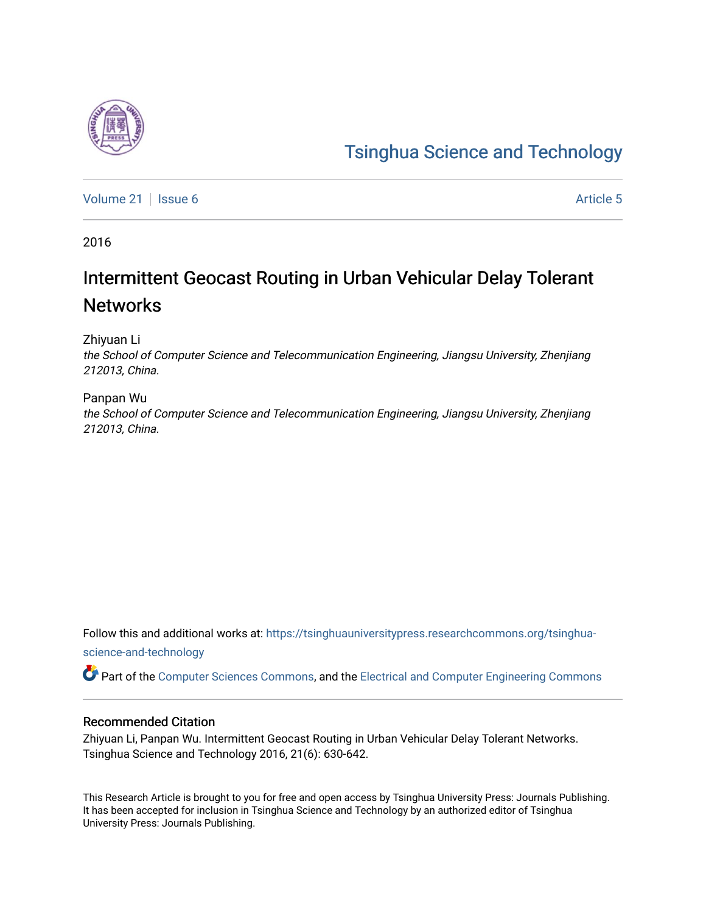# Tsinghua Science and Technology

Volume 21 | Issue 6 | Article 5

2016

## Intermittent Geocast Routing in Urban Vehicular Delay Tolerant Networks

Zhiyuan Li
*the School of Computer Science and Telecommunication Engineering, Jiangsu University, Zhenjiang 212013, China.*

Panpan Wu
*the School of Computer Science and Telecommunication Engineering, Jiangsu University, Zhenjiang 212013, China.*

Follow this and additional works at: https://tsinghuauniversitypress.researchcommons.org/tsinghua-science-and-technology

Part of the Computer Sciences Commons, and the Electrical and Computer Engineering Commons

### Recommended Citation

Zhiyuan Li, Panpan Wu. Intermittent Geocast Routing in Urban Vehicular Delay Tolerant Networks. Tsinghua Science and Technology 2016, 21(6): 630-642.

This Research Article is brought to you for free and open access by Tsinghua University Press: Journals Publishing. It has been accepted for inclusion in Tsinghua Science and Technology by an authorized editor of Tsinghua University Press: Journals Publishing.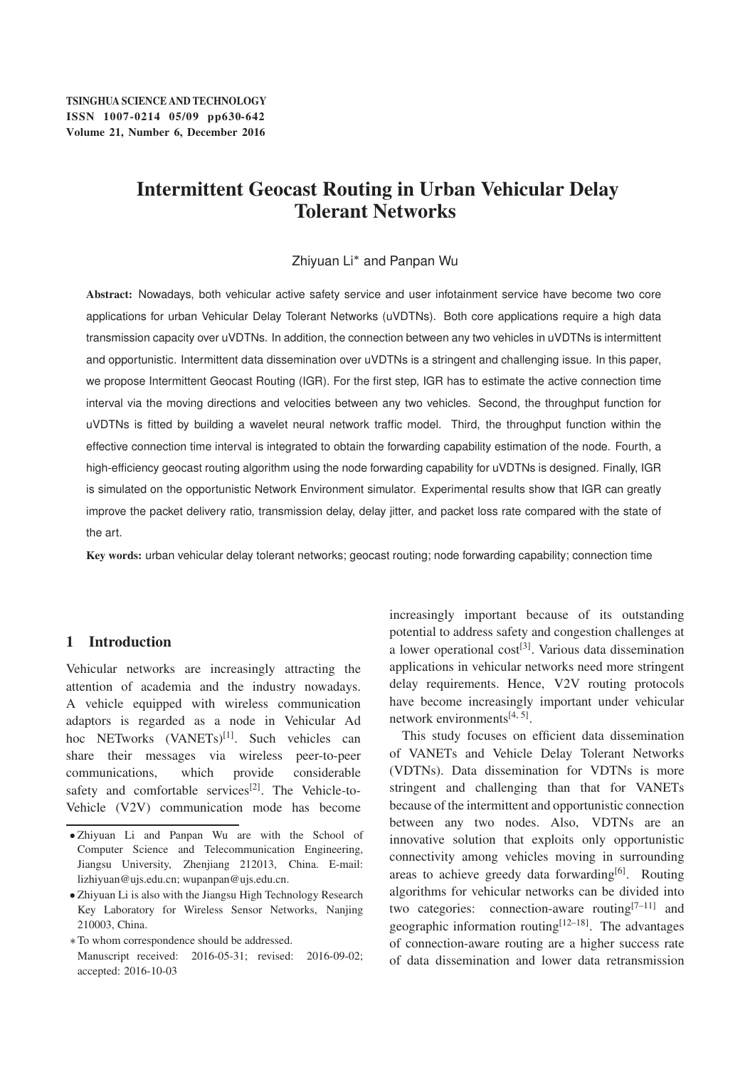# Intermittent Geocast Routing in Urban Vehicular Delay Tolerant Networks

Zhiyuan Li* and Panpan Wu

**Abstract:** Nowadays, both vehicular active safety service and user infotainment service have become two core applications for urban Vehicular Delay Tolerant Networks (uVDTNs). Both core applications require a high data transmission capacity over uVDTNs. In addition, the connection between any two vehicles in uVDTNs is intermittent and opportunistic. Intermittent data dissemination over uVDTNs is a stringent and challenging issue. In this paper, we propose Intermittent Geocast Routing (IGR). For the first step, IGR has to estimate the active connection time interval via the moving directions and velocities between any two vehicles. Second, the throughput function for uVDTNs is fitted by building a wavelet neural network traffic model. Third, the throughput function within the effective connection time interval is integrated to obtain the forwarding capability estimation of the node. Fourth, a high-efficiency geocast routing algorithm using the node forwarding capability for uVDTNs is designed. Finally, IGR is simulated on the opportunistic Network Environment simulator. Experimental results show that IGR can greatly improve the packet delivery ratio, transmission delay, delay jitter, and packet loss rate compared with the state of the art.

**Key words:** urban vehicular delay tolerant networks; geocast routing; node forwarding capability; connection time

## 1 Introduction

Vehicular networks are increasingly attracting the attention of academia and the industry nowadays. A vehicle equipped with wireless communication adaptors is regarded as a node in Vehicular Ad hoc NETworks (VANETs)[1]. Such vehicles can share their messages via wireless peer-to-peer communications, which provide considerable safety and comfortable services[2]. The Vehicle-to-Vehicle (V2V) communication mode has become increasingly important because of its outstanding potential to address safety and congestion challenges at a lower operational cost[3]. Various data dissemination applications in vehicular networks need more stringent delay requirements. Hence, V2V routing protocols have become increasingly important under vehicular network environments[4, 5].

This study focuses on efficient data dissemination of VANETs and Vehicle Delay Tolerant Networks (VDTNs). Data dissemination for VDTNs is more stringent and challenging than that for VANETs because of the intermittent and opportunistic connection between any two nodes. Also, VDTNs are an innovative solution that exploits only opportunistic connectivity among vehicles moving in surrounding areas to achieve greedy data forwarding[6]. Routing algorithms for vehicular networks can be divided into two categories: connection-aware routing[7–11] and geographic information routing[12–18]. The advantages of connection-aware routing are a higher success rate of data dissemination and lower data retransmission

- Zhiyuan Li and Panpan Wu are with the School of Computer Science and Telecommunication Engineering, Jiangsu University, Zhenjiang 212013, China. E-mail: lizhiyuan@ujs.edu.cn; wupanpan@ujs.edu.cn.
- Zhiyuan Li is also with the Jiangsu High Technology Research Key Laboratory for Wireless Sensor Networks, Nanjing 210003, China.

* To whom correspondence should be addressed.

Manuscript received: 2016-05-31; revised: 2016-09-02; accepted: 2016-10-03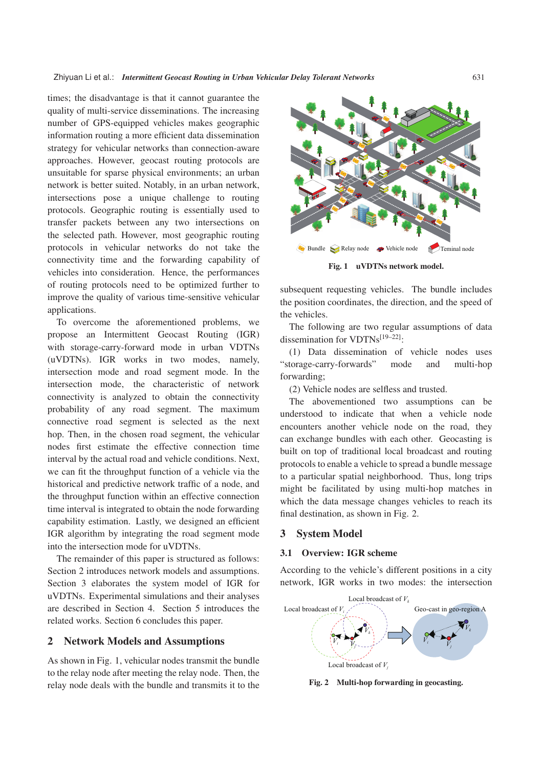times; the disadvantage is that it cannot guarantee the quality of multi-service disseminations. The increasing number of GPS-equipped vehicles makes geographic information routing a more efficient data dissemination strategy for vehicular networks than connection-aware approaches. However, geocast routing protocols are unsuitable for sparse physical environments; an urban network is better suited. Notably, in an urban network, intersections pose a unique challenge to routing protocols. Geographic routing is essentially used to transfer packets between any two intersections on the selected path. However, most geographic routing protocols in vehicular networks do not take the connectivity time and the forwarding capability of vehicles into consideration. Hence, the performances of routing protocols need to be optimized further to improve the quality of various time-sensitive vehicular applications.

To overcome the aforementioned problems, we propose an Intermittent Geocast Routing (IGR) with storage-carry-forward mode in urban VDTNs (uVDTNs). IGR works in two modes, namely, intersection mode and road segment mode. In the intersection mode, the characteristic of network connectivity is analyzed to obtain the connectivity probability of any road segment. The maximum connective road segment is selected as the next hop. Then, in the chosen road segment, the vehicular nodes first estimate the effective connection time interval by the actual road and vehicle conditions. Next, we can fit the throughput function of a vehicle via the historical and predictive network traffic of a node, and the throughput function within an effective connection time interval is integrated to obtain the node forwarding capability estimation. Lastly, we designed an efficient IGR algorithm by integrating the road segment mode into the intersection mode for uVDTNs.

The remainder of this paper is structured as follows: Section 2 introduces network models and assumptions. Section 3 elaborates the system model of IGR for uVDTNs. Experimental simulations and their analyses are described in Section 4. Section 5 introduces the related works. Section 6 concludes this paper.

## 2 Network Models and Assumptions

As shown in Fig. 1, vehicular nodes transmit the bundle to the relay node after meeting the relay node. Then, the relay node deals with the bundle and transmits it to the subsequent requesting vehicles. The bundle includes the position coordinates, the direction, and the speed of the vehicles.

Bundle  Relay node  Vehicle node  Terminal node

**Fig. 1 uVDTNs network model.**

The following are two regular assumptions of data dissemination for VDTNs[19–22]:

(1) Data dissemination of vehicle nodes uses "storage-carry-forwards" mode and multi-hop forwarding;

(2) Vehicle nodes are selfless and trusted.

The abovementioned two assumptions can be understood to indicate that when a vehicle node encounters another vehicle node on the road, they can exchange bundles with each other. Geocasting is built on top of traditional local broadcast and routing protocols to enable a vehicle to spread a bundle message to a particular spatial neighborhood. Thus, long trips might be facilitated by using multi-hop matches in which the data message changes vehicles to reach its final destination, as shown in Fig. 2.

## 3 System Model

### 3.1 Overview: IGR scheme

According to the vehicle's different positions in a city network, IGR works in two modes: the intersection

Local broadcast of $V_k$  Local broadcast of $V_i$  Geo-cast in geo-region A  Local broadcast of $V_j$

**Fig. 2 Multi-hop forwarding in geocasting.**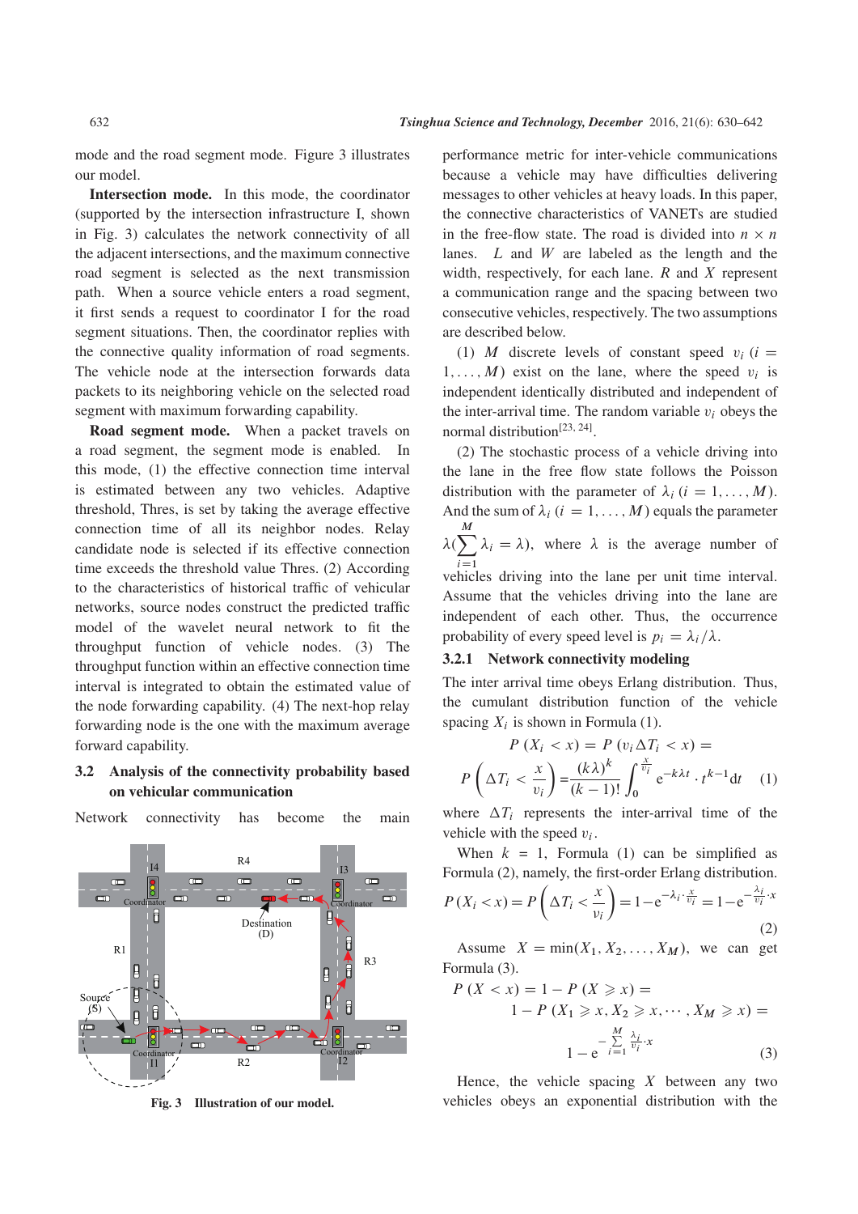mode and the road segment mode. Figure 3 illustrates our model.

**Intersection mode.** In this mode, the coordinator (supported by the intersection infrastructure I, shown in Fig. 3) calculates the network connectivity of all the adjacent intersections, and the maximum connective road segment is selected as the next transmission path. When a source vehicle enters a road segment, it first sends a request to coordinator I for the road segment situations. Then, the coordinator replies with the connective quality information of road segments. The vehicle node at the intersection forwards data packets to its neighboring vehicle on the selected road segment with maximum forwarding capability.

**Road segment mode.** When a packet travels on a road segment, the segment mode is enabled. In this mode, (1) the effective connection time interval is estimated between any two vehicles. Adaptive threshold, Thres, is set by taking the average effective connection time of all its neighbor nodes. Relay candidate node is selected if its effective connection time exceeds the threshold value Thres. (2) According to the characteristics of historical traffic of vehicular networks, source nodes construct the predicted traffic model of the wavelet neural network to fit the throughput function of vehicle nodes. (3) The throughput function within an effective connection time interval is integrated to obtain the estimated value of the node forwarding capability. (4) The next-hop relay forwarding node is the one with the maximum average forward capability.

### 3.2 Analysis of the connectivity probability based on vehicular communication

Network connectivity has become the main performance metric for inter-vehicle communications because a vehicle may have difficulties delivering messages to other vehicles at heavy loads. In this paper, the connective characteristics of VANETs are studied in the free-flow state. The road is divided into $n \times n$ lanes. $L$ and $W$ are labeled as the length and the width, respectively, for each lane. $R$ and $X$ represent a communication range and the spacing between two consecutive vehicles, respectively. The two assumptions are described below.

Fig. 3 Illustration of our model.

(1) $M$ discrete levels of constant speed $v_i$ $(i = 1, \ldots, M)$ exist on the lane, where the speed $v_i$ is independent identically distributed and independent of the inter-arrival time. The random variable $v_i$ obeys the normal distribution[23, 24].

(2) The stochastic process of a vehicle driving into the lane in the free flow state follows the Poisson distribution with the parameter of $\lambda_i$ $(i = 1, \ldots, M)$. And the sum of $\lambda_i$ $(i = 1, \ldots, M)$ equals the parameter $\lambda (\sum_{i=1}^{M} \lambda_i = \lambda)$, where $\lambda$ is the average number of vehicles driving into the lane per unit time interval. Assume that the vehicles driving into the lane are independent of each other. Thus, the occurrence probability of every speed level is $p_i = \lambda_i / \lambda$.

#### 3.2.1 Network connectivity modeling

The inter arrival time obeys Erlang distribution. Thus, the cumulant distribution function of the vehicle spacing $X_i$ is shown in Formula (1).

$$P\,(X_i < x) = P\,(v_i \Delta T_i < x) =$$
$$P\left(\Delta T_i < \frac{x}{v_i}\right) = \frac{(k\lambda)^k}{(k-1)!} \int_0^{\frac{x}{v_i}} \mathrm{e}^{-k\lambda t} \cdot t^{k-1} \mathrm{d}t \tag{1}$$

where $\Delta T_i$ represents the inter-arrival time of the vehicle with the speed $v_i$.

When $k = 1$, Formula (1) can be simplified as Formula (2), namely, the first-order Erlang distribution.

$$P\,(X_i < x) = P\left(\Delta T_i < \frac{x}{v_i}\right) = 1 - \mathrm{e}^{-\lambda_i \cdot \frac{x}{v_i}} = 1 - \mathrm{e}^{-\frac{\lambda_i}{v_i} \cdot x} \tag{2}$$

Assume $X = \min(X_1, X_2, \ldots, X_M)$, we can get Formula (3).

$$P\,(X < x) = 1 - P\,(X \geqslant x) =$$
$$1 - P\,(X_1 \geqslant x, X_2 \geqslant x, \cdots, X_M \geqslant x) =$$
$$1 - \mathrm{e}^{-\sum\limits_{i=1}^{M} \frac{\lambda_i}{v_i} \cdot x} \tag{3}$$

Hence, the vehicle spacing $X$ between any two vehicles obeys an exponential distribution with the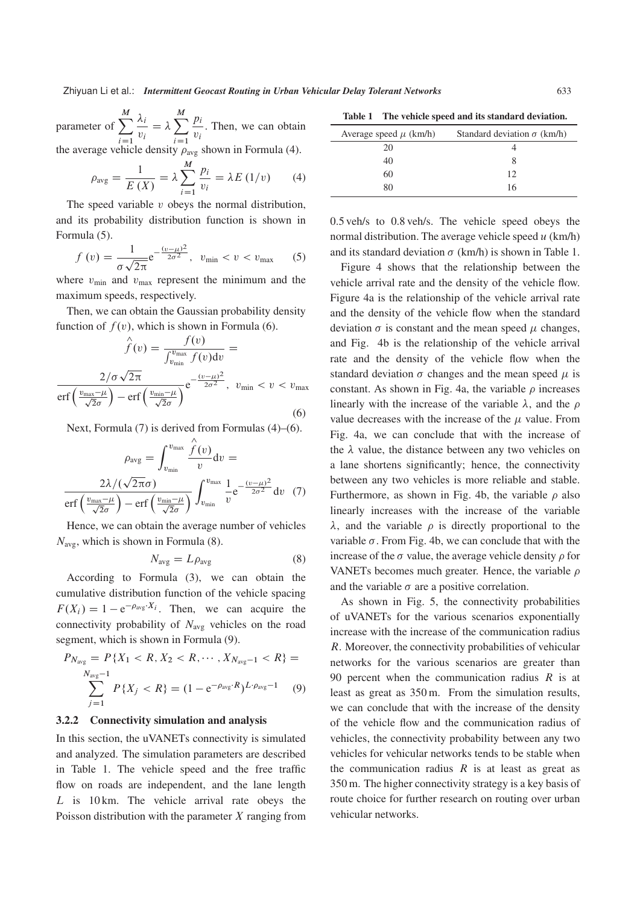parameter of $\sum_{i=1}^{M} \frac{\lambda_i}{v_i} = \lambda \sum_{i=1}^{M} \frac{p_i}{v_i}$. Then, we can obtain the average vehicle density $\rho_{\text{avg}}$ shown in Formula (4).

$$\rho_{\text{avg}} = \frac{1}{E(X)} = \lambda \sum_{i=1}^{M} \frac{p_i}{v_i} = \lambda E(1/v) \tag{4}$$

The speed variable $v$ obeys the normal distribution, and its probability distribution function is shown in Formula (5).

$$f(v) = \frac{1}{\sigma\sqrt{2\pi}} \mathrm{e}^{-\frac{(v-\mu)^2}{2\sigma^2}}, \quad v_{\min} < v < v_{\max} \tag{5}$$

where $v_{\min}$ and $v_{\max}$ represent the minimum and the maximum speeds, respectively.

Then, we can obtain the Gaussian probability density function of $f(v)$, which is shown in Formula (6).

$$\hat{f}(v) = \frac{f(v)}{\int_{v_{\min}}^{v_{\max}} f(v)\mathrm{d}v} = \frac{2/\sigma\sqrt{2\pi}}{\operatorname{erf}\left(\frac{v_{\max}-\mu}{\sqrt{2}\sigma}\right) - \operatorname{erf}\left(\frac{v_{\min}-\mu}{\sqrt{2}\sigma}\right)} \mathrm{e}^{-\frac{(v-\mu)^2}{2\sigma^2}}, \quad v_{\min} < v < v_{\max} \tag{6}$$

Next, Formula (7) is derived from Formulas (4)–(6).

$$\rho_{\text{avg}} = \int_{v_{\min}}^{v_{\max}} \frac{\hat{f}(v)}{v} \mathrm{d}v = \frac{2\lambda/(\sqrt{2\pi}\sigma)}{\operatorname{erf}\left(\frac{v_{\max}-\mu}{\sqrt{2}\sigma}\right) - \operatorname{erf}\left(\frac{v_{\min}-\mu}{\sqrt{2}\sigma}\right)} \int_{v_{\min}}^{v_{\max}} \frac{1}{v} \mathrm{e}^{-\frac{(v-\mu)^2}{2\sigma^2}} \mathrm{d}v \tag{7}$$

Hence, we can obtain the average number of vehicles $N_{\text{avg}}$, which is shown in Formula (8).

$$N_{\text{avg}} = L\rho_{\text{avg}} \tag{8}$$

According to Formula (3), we can obtain the cumulative distribution function of the vehicle spacing $F(X_i) = 1 - \mathrm{e}^{-\rho_{\text{avg}} \cdot X_i}$. Then, we can acquire the connectivity probability of $N_{\text{avg}}$ vehicles on the road segment, which is shown in Formula (9).

$$P_{N_{\text{avg}}} = P\{X_1 < R, X_2 < R, \cdots, X_{N_{\text{avg}}-1} < R\} = \sum_{j=1}^{N_{\text{avg}}-1} P\{X_j < R\} = (1 - \mathrm{e}^{-\rho_{\text{avg}} \cdot R})^{L \cdot \rho_{\text{avg}} - 1} \tag{9}$$

#### 3.2.2 Connectivity simulation and analysis

In this section, the uVANETs connectivity is simulated and analyzed. The simulation parameters are described in Table 1. The vehicle speed and the free traffic flow on roads are independent, and the lane length $L$ is 10 km. The vehicle arrival rate obeys the Poisson distribution with the parameter $X$ ranging from 0.5 veh/s to 0.8 veh/s. The vehicle speed obeys the normal distribution. The average vehicle speed $u$ (km/h) and its standard deviation $\sigma$ (km/h) is shown in Table 1.

**Table 1 The vehicle speed and its standard deviation.**

| Average speed $\mu$ (km/h) | Standard deviation $\sigma$ (km/h) |
|---|---|
| 20 | 4 |
| 40 | 8 |
| 60 | 12 |
| 80 | 16 |

Figure 4 shows that the relationship between the vehicle arrival rate and the density of the vehicle flow. Figure 4a is the relationship of the vehicle arrival rate and the density of the vehicle flow when the standard deviation $\sigma$ is constant and the mean speed $\mu$ changes, and Fig. 4b is the relationship of the vehicle arrival rate and the density of the vehicle flow when the standard deviation $\sigma$ changes and the mean speed $\mu$ is constant. As shown in Fig. 4a, the variable $\rho$ increases linearly with the increase of the variable $\lambda$, and the $\rho$ value decreases with the increase of the $\mu$ value. From Fig. 4a, we can conclude that with the increase of the $\lambda$ value, the distance between any two vehicles on a lane shortens significantly; hence, the connectivity between any two vehicles is more reliable and stable. Furthermore, as shown in Fig. 4b, the variable $\rho$ also linearly increases with the increase of the variable $\lambda$, and the variable $\rho$ is directly proportional to the variable $\sigma$. From Fig. 4b, we can conclude that with the increase of the $\sigma$ value, the average vehicle density $\rho$ for VANETs becomes much greater. Hence, the variable $\rho$ and the variable $\sigma$ are a positive correlation.

As shown in Fig. 5, the connectivity probabilities of uVANETs for the various scenarios exponentially increase with the increase of the communication radius $R$. Moreover, the connectivity probabilities of vehicular networks for the various scenarios are greater than 90 percent when the communication radius $R$ is at least as great as 350 m. From the simulation results, we can conclude that with the increase of the density of the vehicle flow and the communication radius of vehicles, the connectivity probability between any two vehicles for vehicular networks tends to be stable when the communication radius $R$ is at least as great as 350 m. The higher connectivity strategy is a key basis of route choice for further research on routing over urban vehicular networks.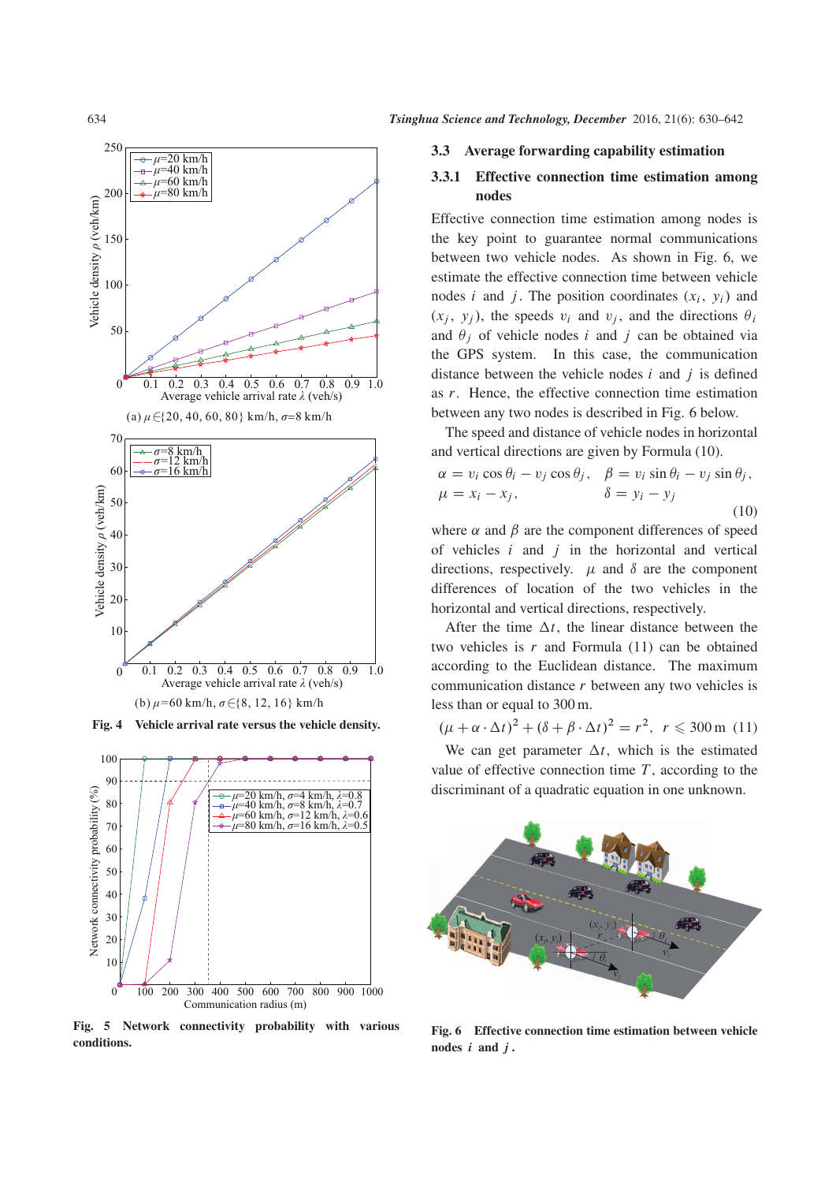(a) $\mu \in \{20, 40, 60, 80\}$ km/h, $\sigma$=8 km/h

(b) $\mu$=60 km/h, $\sigma \in \{8, 12, 16\}$ km/h

**Fig. 4 Vehicle arrival rate versus the vehicle density.**

**Fig. 5 Network connectivity probability with various conditions.**

### 3.3 Average forwarding capability estimation

#### 3.3.1 Effective connection time estimation among nodes

Effective connection time estimation among nodes is the key point to guarantee normal communications between two vehicle nodes. As shown in Fig. 6, we estimate the effective connection time between vehicle nodes $i$ and $j$. The position coordinates $(x_i, y_i)$ and $(x_j, y_j)$, the speeds $v_i$ and $v_j$, and the directions $\theta_i$ and $\theta_j$ of vehicle nodes $i$ and $j$ can be obtained via the GPS system. In this case, the communication distance between the vehicle nodes $i$ and $j$ is defined as $r$. Hence, the effective connection time estimation between any two nodes is described in Fig. 6 below.

The speed and distance of vehicle nodes in horizontal and vertical directions are given by Formula (10).

$$\alpha = v_i \cos\theta_i - v_j \cos\theta_j, \quad \beta = v_i \sin\theta_i - v_j \sin\theta_j,$$
$$\mu = x_i - x_j, \quad \delta = y_i - y_j \tag{10}$$

where $\alpha$ and $\beta$ are the component differences of speed of vehicles $i$ and $j$ in the horizontal and vertical directions, respectively. $\mu$ and $\delta$ are the component differences of location of the two vehicles in the horizontal and vertical directions, respectively.

After the time $\Delta t$, the linear distance between the two vehicles is $r$ and Formula (11) can be obtained according to the Euclidean distance. The maximum communication distance $r$ between any two vehicles is less than or equal to 300 m.

$$(\mu + \alpha \cdot \Delta t)^2 + (\delta + \beta \cdot \Delta t)^2 = r^2, \ \ r \leqslant 300\,\text{m} \tag{11}$$

We can get parameter $\Delta t$, which is the estimated value of effective connection time $T$, according to the discriminant of a quadratic equation in one unknown.

**Fig. 6 Effective connection time estimation between vehicle nodes $i$ and $j$.**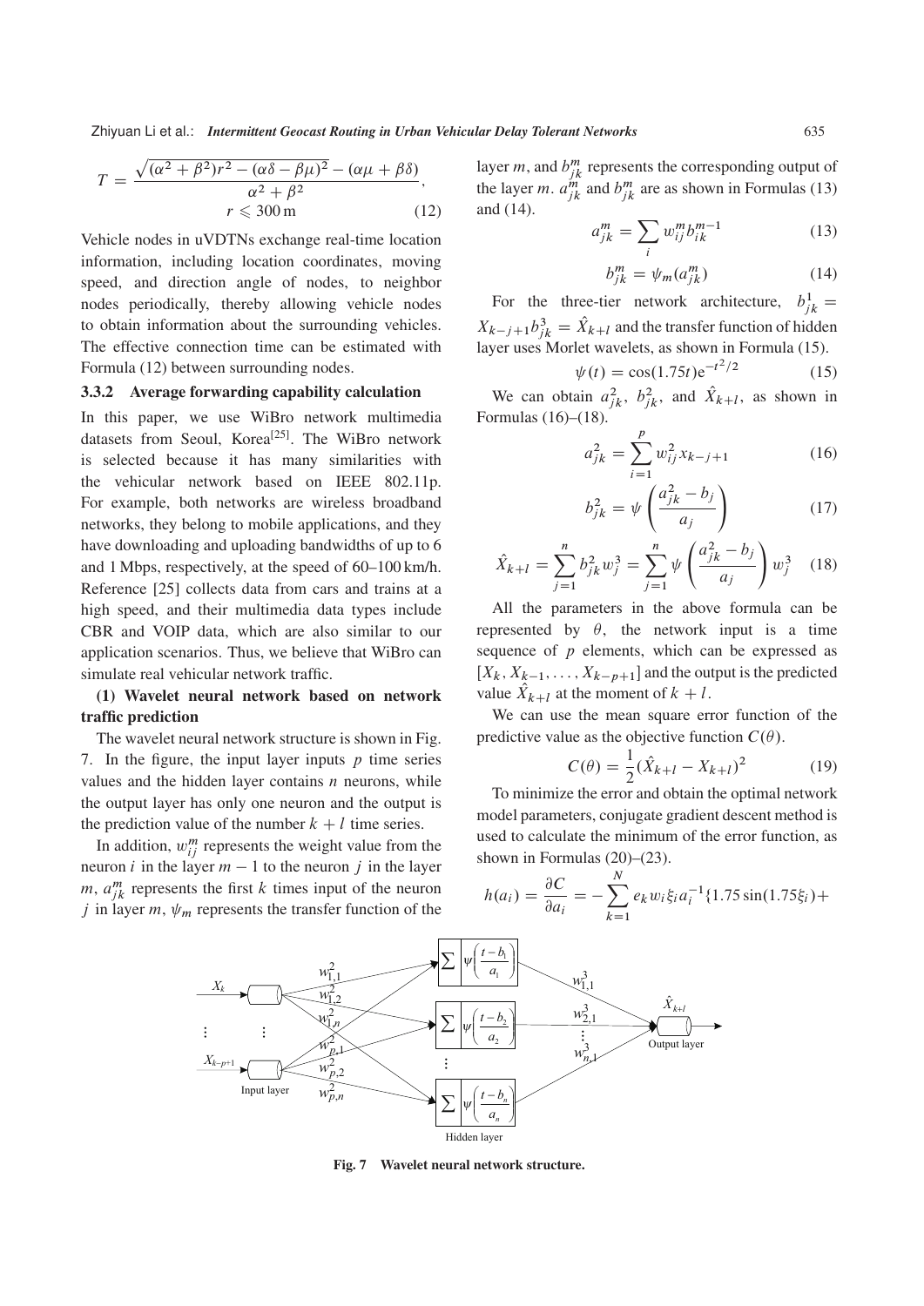$$T = \frac{\sqrt{(\alpha^2+\beta^2)r^2 - (\alpha\delta - \beta\mu)^2} - (\alpha\mu + \beta\delta)}{\alpha^2+\beta^2},$$
$$r \leqslant 300\,\text{m} \tag{12}$$

Vehicle nodes in uVDTNs exchange real-time location information, including location coordinates, moving speed, and direction angle of nodes, to neighbor nodes periodically, thereby allowing vehicle nodes to obtain information about the surrounding vehicles. The effective connection time can be estimated with Formula (12) between surrounding nodes.

### 3.3.2 Average forwarding capability calculation

In this paper, we use WiBro network multimedia datasets from Seoul, Korea[25]. The WiBro network is selected because it has many similarities with the vehicular network based on IEEE 802.11p. For example, both networks are wireless broadband networks, they belong to mobile applications, and they have downloading and uploading bandwidths of up to 6 and 1 Mbps, respectively, at the speed of 60–100 km/h. Reference [25] collects data from cars and trains at a high speed, and their multimedia data types include CBR and VOIP data, which are also similar to our application scenarios. Thus, we believe that WiBro can simulate real vehicular network traffic.

**(1) Wavelet neural network based on network traffic prediction**

The wavelet neural network structure is shown in Fig. 7. In the figure, the input layer inputs $p$ time series values and the hidden layer contains $n$ neurons, while the output layer has only one neuron and the output is the prediction value of the number $k+l$ time series.

In addition, $w_{ij}^m$ represents the weight value from the neuron $i$ in the layer $m-1$ to the neuron $j$ in the layer $m$, $a_{jk}^m$ represents the first $k$ times input of the neuron $j$ in layer $m$, $\psi_m$ represents the transfer function of the layer $m$, and $b_{jk}^m$ represents the corresponding output of the layer $m$. $a_{jk}^m$ and $b_{jk}^m$ are as shown in Formulas (13) and (14).

$$a_{jk}^m = \sum_i w_{ij}^m b_{ik}^{m-1} \tag{13}$$

$$b_{jk}^m = \psi_m(a_{jk}^m) \tag{14}$$

For the three-tier network architecture, $b_{jk}^1 = X_{k-j+1} b_{jk}^3 = \hat{X}_{k+l}$ and the transfer function of hidden layer uses Morlet wavelets, as shown in Formula (15).

$$\psi(t) = \cos(1.75t)\text{e}^{-t^2/2} \tag{15}$$

We can obtain $a_{jk}^2$, $b_{jk}^2$, and $\hat{X}_{k+l}$, as shown in Formulas (16)–(18).

$$a_{jk}^2 = \sum_{i=1}^{p} w_{ij}^2 x_{k-j+1} \tag{16}$$

$$b_{jk}^2 = \psi\left(\frac{a_{jk}^2 - b_j}{a_j}\right) \tag{17}$$

$$\hat{X}_{k+l} = \sum_{j=1}^{n} b_{jk}^2 w_j^3 = \sum_{j=1}^{n} \psi\left(\frac{a_{jk}^2 - b_j}{a_j}\right) w_j^3 \tag{18}$$

All the parameters in the above formula can be represented by $\theta$, the network input is a time sequence of $p$ elements, which can be expressed as $[X_k, X_{k-1}, \ldots, X_{k-p+1}]$ and the output is the predicted value $\hat{X}_{k+l}$ at the moment of $k+l$.

We can use the mean square error function of the predictive value as the objective function $C(\theta)$.

$$C(\theta) = \frac{1}{2}(\hat{X}_{k+l} - X_{k+l})^2 \tag{19}$$

To minimize the error and obtain the optimal network model parameters, conjugate gradient descent method is used to calculate the minimum of the error function, as shown in Formulas (20)–(23).

$$h(a_i) = \frac{\partial C}{\partial a_i} = -\sum_{k=1}^{N} e_k w_i \xi_i a_i^{-1} \{1.75 \sin(1.75\xi_i) +$$

Fig. 7 Wavelet neural network structure.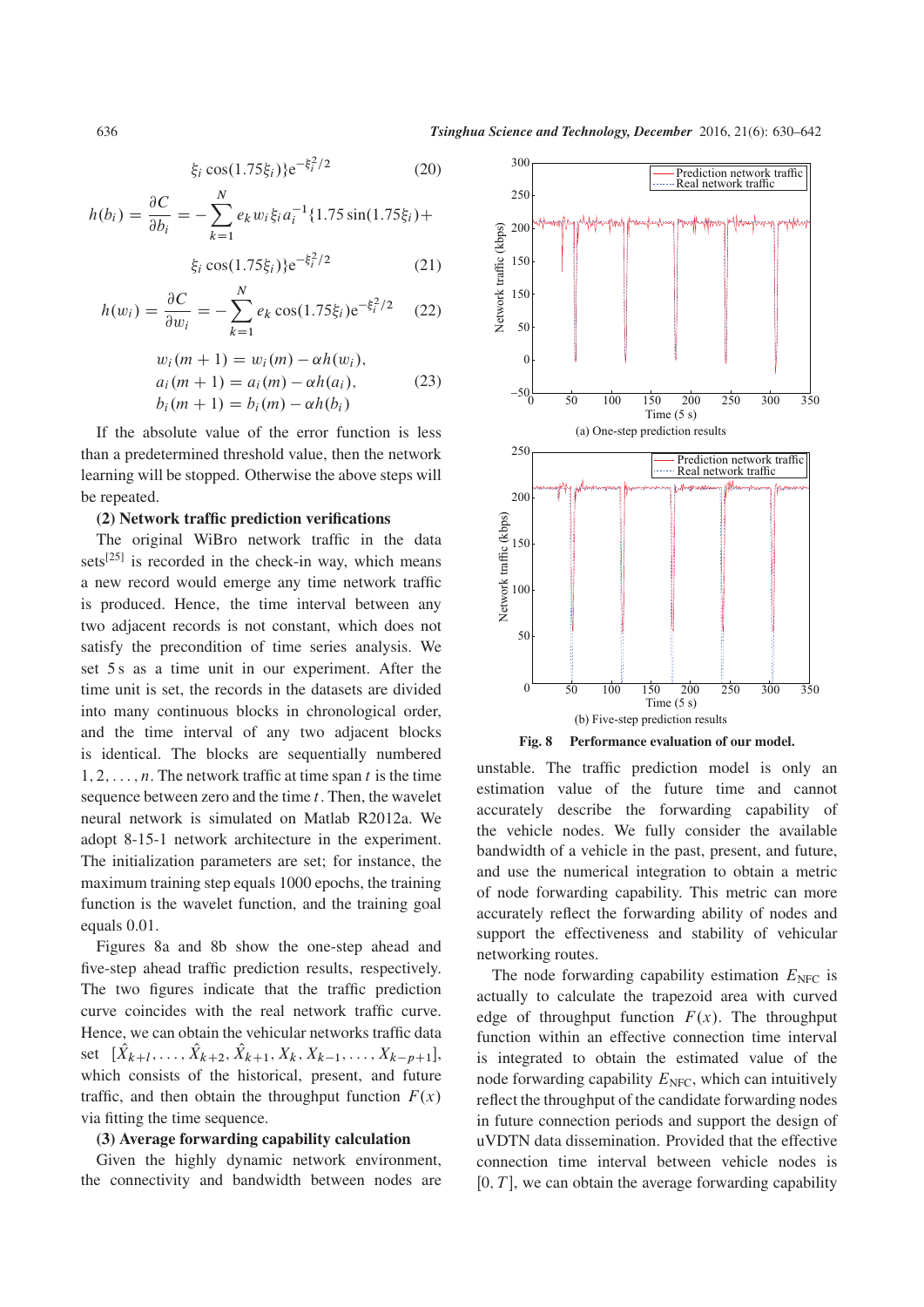$$\xi_i \cos(1.75\xi_i)\}\mathrm{e}^{-\xi_i^2/2} \tag{20}$$

$$h(b_i) = \frac{\partial C}{\partial b_i} = -\sum_{k=1}^{N} e_k w_i \xi_i a_i^{-1}\{1.75\sin(1.75\xi_i)+$$

$$\xi_i \cos(1.75\xi_i)\}\mathrm{e}^{-\xi_i^2/2} \tag{21}$$

$$h(w_i) = \frac{\partial C}{\partial w_i} = -\sum_{k=1}^{N} e_k \cos(1.75\xi_i)\mathrm{e}^{-\xi_i^2/2} \tag{22}$$

$$\begin{aligned} w_i(m+1) &= w_i(m) - \alpha h(w_i), \\ a_i(m+1) &= a_i(m) - \alpha h(a_i), \\ b_i(m+1) &= b_i(m) - \alpha h(b_i) \end{aligned} \tag{23}$$

If the absolute value of the error function is less than a predetermined threshold value, then the network learning will be stopped. Otherwise the above steps will be repeated.

**(2) Network traffic prediction verifications**

The original WiBro network traffic in the data sets[25] is recorded in the check-in way, which means a new record would emerge any time network traffic is produced. Hence, the time interval between any two adjacent records is not constant, which does not satisfy the precondition of time series analysis. We set 5 s as a time unit in our experiment. After the time unit is set, the records in the datasets are divided into many continuous blocks in chronological order, and the time interval of any two adjacent blocks is identical. The blocks are sequentially numbered $1, 2, \ldots, n$. The network traffic at time span $t$ is the time sequence between zero and the time $t$. Then, the wavelet neural network is simulated on Matlab R2012a. We adopt 8-15-1 network architecture in the experiment. The initialization parameters are set; for instance, the maximum training step equals 1000 epochs, the training function is the wavelet function, and the training goal equals 0.01.

Figures 8a and 8b show the one-step ahead and five-step ahead traffic prediction results, respectively. The two figures indicate that the traffic prediction curve coincides with the real network traffic curve. Hence, we can obtain the vehicular networks traffic data set $[\hat{X}_{k+l}, \ldots, \hat{X}_{k+2}, \hat{X}_{k+1}, X_k, X_{k-1}, \ldots, X_{k-p+1}]$, which consists of the historical, present, and future traffic, and then obtain the throughput function $F(x)$ via fitting the time sequence.

**(3) Average forwarding capability calculation**

Given the highly dynamic network environment, the connectivity and bandwidth between nodes are unstable. The traffic prediction model is only an estimation value of the future time and cannot accurately describe the forwarding capability of the vehicle nodes. We fully consider the available bandwidth of a vehicle in the past, present, and future, and use the numerical integration to obtain a metric of node forwarding capability. This metric can more accurately reflect the forwarding ability of nodes and support the effectiveness and stability of vehicular networking routes.

The node forwarding capability estimation $E_{\mathrm{NFC}}$ is actually to calculate the trapezoid area with curved edge of throughput function $F(x)$. The throughput function within an effective connection time interval is integrated to obtain the estimated value of the node forwarding capability $E_{\mathrm{NFC}}$, which can intuitively reflect the throughput of the candidate forwarding nodes in future connection periods and support the design of uVDTN data dissemination. Provided that the effective connection time interval between vehicle nodes is $[0, T]$, we can obtain the average forwarding capability

(a) One-step prediction results

(b) Five-step prediction results

**Fig. 8 Performance evaluation of our model.**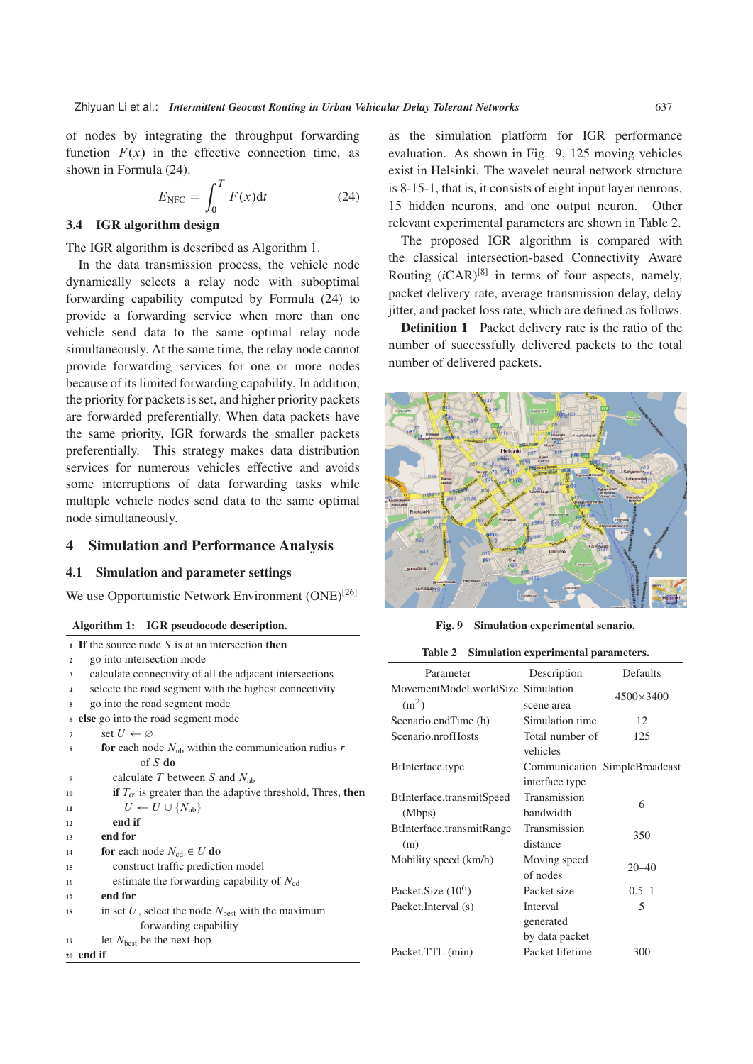of nodes by integrating the throughput forwarding function $F(x)$ in the effective connection time, as shown in Formula (24).

$$E_{\rm NFC} = \int_0^T F(x)\mathrm{d}t \tag{24}$$

### 3.4 IGR algorithm design

The IGR algorithm is described as Algorithm 1.

In the data transmission process, the vehicle node dynamically selects a relay node with suboptimal forwarding capability computed by Formula (24) to provide a forwarding service when more than one vehicle send data to the same optimal relay node simultaneously. At the same time, the relay node cannot provide forwarding services for one or more nodes because of its limited forwarding capability. In addition, the priority for packets is set, and higher priority packets are forwarded preferentially. When data packets have the same priority, IGR forwards the smaller packets preferentially. This strategy makes data distribution services for numerous vehicles effective and avoids some interruptions of data forwarding tasks while multiple vehicle nodes send data to the same optimal node simultaneously.

**Algorithm 1: IGR pseudocode description.**

```
1  If the source node S is at an intersection then
2     go into intersection mode
3     calculate connectivity of all the adjacent intersections
4     selecte the road segment with the highest connectivity
5     go into the road segment mode
6  else go into the road segment mode
7     set U ← ∅
8     for each node N_nb within the communication radius r
          of S do
9        calculate T between S and N_nb
10       if T_α is greater than the adaptive threshold, Thres, then
11          U ← U ∪ {N_nb}
12       end if
13    end for
14    for each node N_cd ∈ U do
15       construct traffic prediction model
16       estimate the forwarding capability of N_cd
17    end for
18    in set U, select the node N_best with the maximum
          forwarding capability
19    let N_best be the next-hop
20 end if
```

## 4 Simulation and Performance Analysis

### 4.1 Simulation and parameter settings

We use Opportunistic Network Environment (ONE)[26] as the simulation platform for IGR performance evaluation. As shown in Fig. 9, 125 moving vehicles exist in Helsinki. The wavelet neural network structure is 8-15-1, that is, it consists of eight input layer neurons, 15 hidden neurons, and one output neuron. Other relevant experimental parameters are shown in Table 2.

The proposed IGR algorithm is compared with the classical intersection-based Connectivity Aware Routing ($i$CAR)[8] in terms of four aspects, namely, packet delivery rate, average transmission delay, delay jitter, and packet loss rate, which are defined as follows.

**Definition 1** Packet delivery rate is the ratio of the number of successfully delivered packets to the total number of delivered packets.

**Fig. 9 Simulation experimental senario.**

**Table 2 Simulation experimental parameters.**

| Parameter | Description | Defaults |
|---|---|---|
| MovementModel.worldSize ($\mathrm{m}^2$) | Simulation scene area | 4500×3400 |
| Scenario.endTime (h) | Simulation time | 12 |
| Scenario.nrofHosts | Total number of vehicles | 125 |
| BtInterface.type | Communication interface type | SimpleBroadcast |
| BtInterface.transmitSpeed (Mbps) | Transmission bandwidth | 6 |
| BtInterface.transmitRange (m) | Transmission distance | 350 |
| Mobility speed (km/h) | Moving speed of nodes | 20–40 |
| Packet.Size ($10^6$) | Packet size | 0.5–1 |
| Packet.Interval (s) | Interval generated by data packet | 5 |
| Packet.TTL (min) | Packet lifetime | 300 |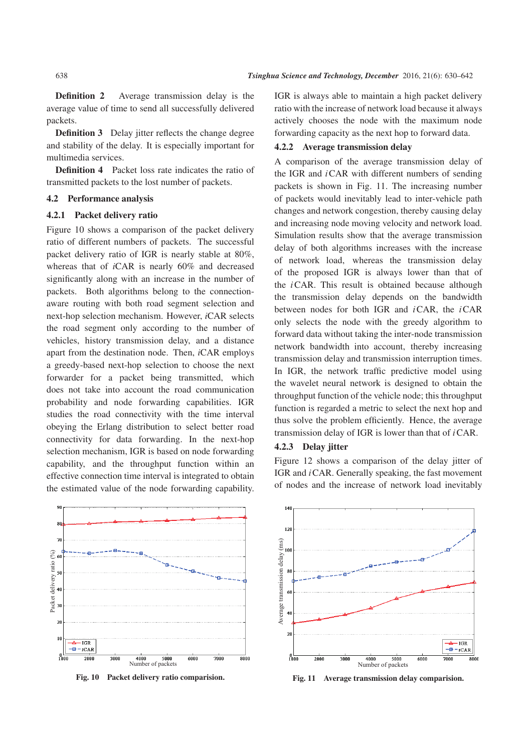**Definition 2** Average transmission delay is the average value of time to send all successfully delivered packets.

**Definition 3** Delay jitter reflects the change degree and stability of the delay. It is especially important for multimedia services.

**Definition 4** Packet loss rate indicates the ratio of transmitted packets to the lost number of packets.

## 4.2 Performance analysis

### 4.2.1 Packet delivery ratio

Figure 10 shows a comparison of the packet delivery ratio of different numbers of packets. The successful packet delivery ratio of IGR is nearly stable at 80%, whereas that of *i*CAR is nearly 60% and decreased significantly along with an increase in the number of packets. Both algorithms belong to the connection-aware routing with both road segment selection and next-hop selection mechanism. However, *i*CAR selects the road segment only according to the number of vehicles, history transmission delay, and a distance apart from the destination node. Then, *i*CAR employs a greedy-based next-hop selection to choose the next forwarder for a packet being transmitted, which does not take into account the road communication probability and node forwarding capabilities. IGR studies the road connectivity with the time interval obeying the Erlang distribution to select better road connectivity for data forwarding. In the next-hop selection mechanism, IGR is based on node forwarding capability, and the throughput function within an effective connection time interval is integrated to obtain the estimated value of the node forwarding capability. IGR is always able to maintain a high packet delivery ratio with the increase of network load because it always actively chooses the node with the maximum node forwarding capacity as the next hop to forward data.

### 4.2.2 Average transmission delay

A comparison of the average transmission delay of the IGR and *i*CAR with different numbers of sending packets is shown in Fig. 11. The increasing number of packets would inevitably lead to inter-vehicle path changes and network congestion, thereby causing delay and increasing node moving velocity and network load. Simulation results show that the average transmission delay of both algorithms increases with the increase of network load, whereas the transmission delay of the proposed IGR is always lower than that of the *i*CAR. This result is obtained because although the transmission delay depends on the bandwidth between nodes for both IGR and *i*CAR, the *i*CAR only selects the node with the greedy algorithm to forward data without taking the inter-node transmission network bandwidth into account, thereby increasing transmission delay and transmission interruption times. In IGR, the network traffic predictive model using the wavelet neural network is designed to obtain the throughput function of the vehicle node; this throughput function is regarded a metric to select the next hop and thus solve the problem efficiently. Hence, the average transmission delay of IGR is lower than that of *i*CAR.

### 4.2.3 Delay jitter

Figure 12 shows a comparison of the delay jitter of IGR and *i*CAR. Generally speaking, the fast movement of nodes and the increase of network load inevitably

**Fig. 10 Packet delivery ratio comparision.**

**Fig. 11 Average transmission delay comparision.**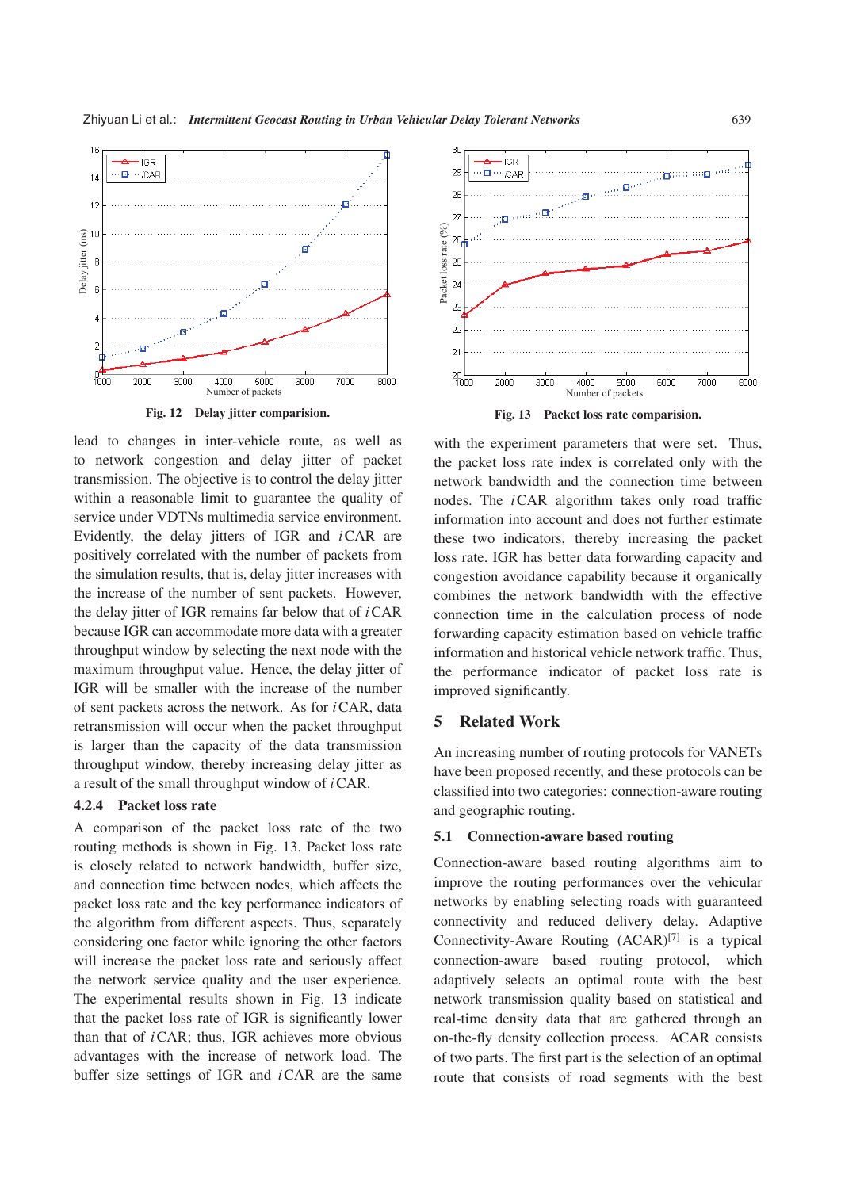Fig. 12 Delay jitter comparision.

Fig. 13 Packet loss rate comparison.

lead to changes in inter-vehicle route, as well as to network congestion and delay jitter of packet transmission. The objective is to control the delay jitter within a reasonable limit to guarantee the quality of service under VDTNs multimedia service environment. Evidently, the delay jitters of IGR and *i*CAR are positively correlated with the number of packets from the simulation results, that is, delay jitter increases with the increase of the number of sent packets. However, the delay jitter of IGR remains far below that of *i*CAR because IGR can accommodate more data with a greater throughput window by selecting the next node with the maximum throughput value. Hence, the delay jitter of IGR will be smaller with the increase of the number of sent packets across the network. As for *i*CAR, data retransmission will occur when the packet throughput is larger than the capacity of the data transmission throughput window, thereby increasing delay jitter as a result of the small throughput window of *i*CAR.

### 4.2.4 Packet loss rate

A comparison of the packet loss rate of the two routing methods is shown in Fig. 13. Packet loss rate is closely related to network bandwidth, buffer size, and connection time between nodes, which affects the packet loss rate and the key performance indicators of the algorithm from different aspects. Thus, separately considering one factor while ignoring the other factors will increase the packet loss rate and seriously affect the network service quality and the user experience. The experimental results shown in Fig. 13 indicate that the packet loss rate of IGR is significantly lower than that of *i*CAR; thus, IGR achieves more obvious advantages with the increase of network load. The buffer size settings of IGR and *i*CAR are the same with the experiment parameters that were set. Thus, the packet loss rate index is correlated only with the network bandwidth and the connection time between nodes. The *i*CAR algorithm takes only road traffic information into account and does not further estimate these two indicators, thereby increasing the packet loss rate. IGR has better data forwarding capacity and congestion avoidance capability because it organically combines the network bandwidth with the effective connection time in the calculation process of node forwarding capacity estimation based on vehicle traffic information and historical vehicle network traffic. Thus, the performance indicator of packet loss rate is improved significantly.

## 5 Related Work

An increasing number of routing protocols for VANETs have been proposed recently, and these protocols can be classified into two categories: connection-aware routing and geographic routing.

### 5.1 Connection-aware based routing

Connection-aware based routing algorithms aim to improve the routing performances over the vehicular networks by enabling selecting roads with guaranteed connectivity and reduced delivery delay. Adaptive Connectivity-Aware Routing (ACAR)[7] is a typical connection-aware based routing protocol, which adaptively selects an optimal route with the best network transmission quality based on statistical and real-time density data that are gathered through an on-the-fly density collection process. ACAR consists of two parts. The first part is the selection of an optimal route that consists of road segments with the best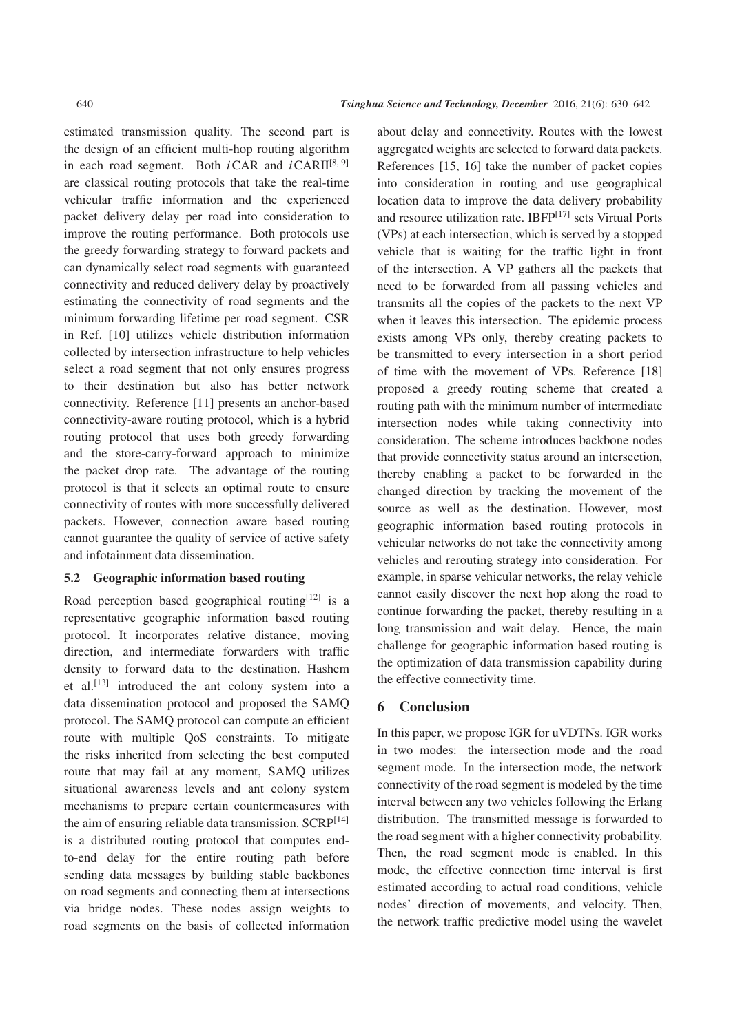estimated transmission quality. The second part is the design of an efficient multi-hop routing algorithm in each road segment. Both *i*CAR and *i*CARII[8, 9] are classical routing protocols that take the real-time vehicular traffic information and the experienced packet delivery delay per road into consideration to improve the routing performance. Both protocols use the greedy forwarding strategy to forward packets and can dynamically select road segments with guaranteed connectivity and reduced delivery delay by proactively estimating the connectivity of road segments and the minimum forwarding lifetime per road segment. CSR in Ref. [10] utilizes vehicle distribution information collected by intersection infrastructure to help vehicles select a road segment that not only ensures progress to their destination but also has better network connectivity. Reference [11] presents an anchor-based connectivity-aware routing protocol, which is a hybrid routing protocol that uses both greedy forwarding and the store-carry-forward approach to minimize the packet drop rate. The advantage of the routing protocol is that it selects an optimal route to ensure connectivity of routes with more successfully delivered packets. However, connection aware based routing cannot guarantee the quality of service of active safety and infotainment data dissemination.

### 5.2 Geographic information based routing

Road perception based geographical routing[12] is a representative geographic information based routing protocol. It incorporates relative distance, moving direction, and intermediate forwarders with traffic density to forward data to the destination. Hashem et al.[13] introduced the ant colony system into a data dissemination protocol and proposed the SAMQ protocol. The SAMQ protocol can compute an efficient route with multiple QoS constraints. To mitigate the risks inherited from selecting the best computed route that may fail at any moment, SAMQ utilizes situational awareness levels and ant colony system mechanisms to prepare certain countermeasures with the aim of ensuring reliable data transmission. SCRP[14] is a distributed routing protocol that computes end-to-end delay for the entire routing path before sending data messages by building stable backbones on road segments and connecting them at intersections via bridge nodes. These nodes assign weights to road segments on the basis of collected information about delay and connectivity. Routes with the lowest aggregated weights are selected to forward data packets. References [15, 16] take the number of packet copies into consideration in routing and use geographical location data to improve the data delivery probability and resource utilization rate. IBFP[17] sets Virtual Ports (VPs) at each intersection, which is served by a stopped vehicle that is waiting for the traffic light in front of the intersection. A VP gathers all the packets that need to be forwarded from all passing vehicles and transmits all the copies of the packets to the next VP when it leaves this intersection. The epidemic process exists among VPs only, thereby creating packets to be transmitted to every intersection in a short period of time with the movement of VPs. Reference [18] proposed a greedy routing scheme that created a routing path with the minimum number of intermediate intersection nodes while taking connectivity into consideration. The scheme introduces backbone nodes that provide connectivity status around an intersection, thereby enabling a packet to be forwarded in the changed direction by tracking the movement of the source as well as the destination. However, most geographic information based routing protocols in vehicular networks do not take the connectivity among vehicles and rerouting strategy into consideration. For example, in sparse vehicular networks, the relay vehicle cannot easily discover the next hop along the road to continue forwarding the packet, thereby resulting in a long transmission and wait delay. Hence, the main challenge for geographic information based routing is the optimization of data transmission capability during the effective connectivity time.

## 6 Conclusion

In this paper, we propose IGR for uVDTNs. IGR works in two modes: the intersection mode and the road segment mode. In the intersection mode, the network connectivity of the road segment is modeled by the time interval between any two vehicles following the Erlang distribution. The transmitted message is forwarded to the road segment with a higher connectivity probability. Then, the road segment mode is enabled. In this mode, the effective connection time interval is first estimated according to actual road conditions, vehicle nodes' direction of movements, and velocity. Then, the network traffic predictive model using the wavelet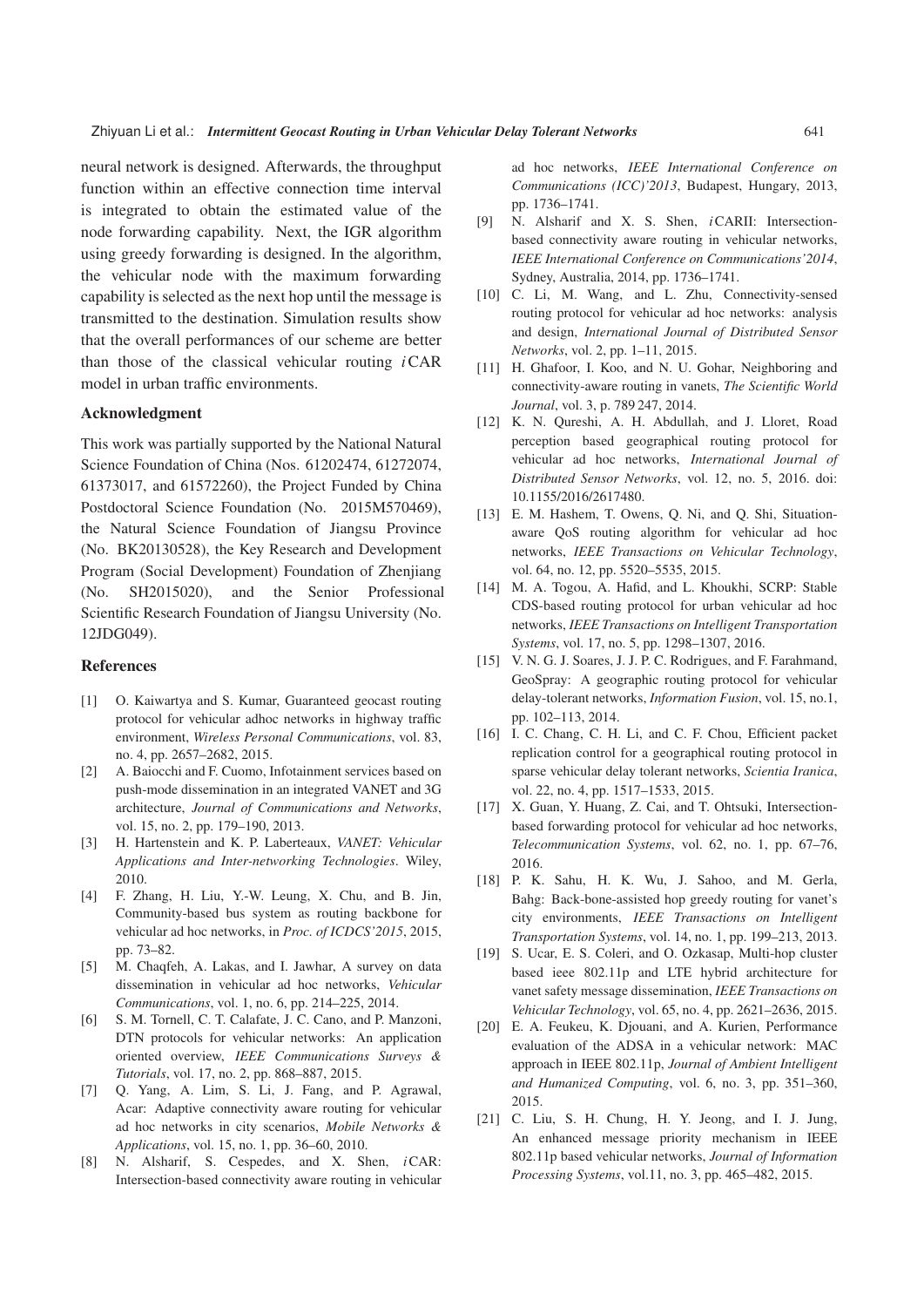neural network is designed. Afterwards, the throughput function within an effective connection time interval is integrated to obtain the estimated value of the node forwarding capability. Next, the IGR algorithm using greedy forwarding is designed. In the algorithm, the vehicular node with the maximum forwarding capability is selected as the next hop until the message is transmitted to the destination. Simulation results show that the overall performances of our scheme are better than those of the classical vehicular routing *i*CAR model in urban traffic environments.

### Acknowledgment

This work was partially supported by the National Natural Science Foundation of China (Nos. 61202474, 61272074, 61373017, and 61572260), the Project Funded by China Postdoctoral Science Foundation (No. 2015M570469), the Natural Science Foundation of Jiangsu Province (No. BK20130528), the Key Research and Development Program (Social Development) Foundation of Zhenjiang (No. SH2015020), and the Senior Professional Scientific Research Foundation of Jiangsu University (No. 12JDG049).

### References

[1] O. Kaiwartya and S. Kumar, Guaranteed geocast routing protocol for vehicular adhoc networks in highway traffic environment, *Wireless Personal Communications*, vol. 83, no. 4, pp. 2657–2682, 2015.

[2] A. Baiocchi and F. Cuomo, Infotainment services based on push-mode dissemination in an integrated VANET and 3G architecture, *Journal of Communications and Networks*, vol. 15, no. 2, pp. 179–190, 2013.

[3] H. Hartenstein and K. P. Laberteaux, *VANET: Vehicular Applications and Inter-networking Technologies*. Wiley, 2010.

[4] F. Zhang, H. Liu, Y.-W. Leung, X. Chu, and B. Jin, Community-based bus system as routing backbone for vehicular ad hoc networks, in *Proc. of ICDCS'2015*, 2015, pp. 73–82.

[5] M. Chaqfeh, A. Lakas, and I. Jawhar, A survey on data dissemination in vehicular ad hoc networks, *Vehicular Communications*, vol. 1, no. 6, pp. 214–225, 2014.

[6] S. M. Tornell, C. T. Calafate, J. C. Cano, and P. Manzoni, DTN protocols for vehicular networks: An application oriented overview, *IEEE Communications Surveys & Tutorials*, vol. 17, no. 2, pp. 868–887, 2015.

[7] Q. Yang, A. Lim, S. Li, J. Fang, and P. Agrawal, Acar: Adaptive connectivity aware routing for vehicular ad hoc networks in city scenarios, *Mobile Networks & Applications*, vol. 15, no. 1, pp. 36–60, 2010.

[8] N. Alsharif, S. Cespedes, and X. Shen, *i*CAR: Intersection-based connectivity aware routing in vehicular ad hoc networks, *IEEE International Conference on Communications (ICC)'2013*, Budapest, Hungary, 2013, pp. 1736–1741.

[9] N. Alsharif and X. S. Shen, *i*CARII: Intersection-based connectivity aware routing in vehicular networks, *IEEE International Conference on Communications'2014*, Sydney, Australia, 2014, pp. 1736–1741.

[10] C. Li, M. Wang, and L. Zhu, Connectivity-sensed routing protocol for vehicular ad hoc networks: analysis and design, *International Journal of Distributed Sensor Networks*, vol. 2, pp. 1–11, 2015.

[11] H. Ghafoor, I. Koo, and N. U. Gohar, Neighboring and connectivity-aware routing in vanets, *The Scientific World Journal*, vol. 3, p. 789 247, 2014.

[12] K. N. Qureshi, A. H. Abdullah, and J. Lloret, Road perception based geographical routing protocol for vehicular ad hoc networks, *International Journal of Distributed Sensor Networks*, vol. 12, no. 5, 2016. doi: 10.1155/2016/2617480.

[13] E. M. Hashem, T. Owens, Q. Ni, and Q. Shi, Situation-aware QoS routing algorithm for vehicular ad hoc networks, *IEEE Transactions on Vehicular Technology*, vol. 64, no. 12, pp. 5520–5535, 2015.

[14] M. A. Togou, A. Hafid, and L. Khoukhi, SCRP: Stable CDS-based routing protocol for urban vehicular ad hoc networks, *IEEE Transactions on Intelligent Transportation Systems*, vol. 17, no. 5, pp. 1298–1307, 2016.

[15] V. N. G. J. Soares, J. J. P. C. Rodrigues, and F. Farahmand, GeoSpray: A geographic routing protocol for vehicular delay-tolerant networks, *Information Fusion*, vol. 15, no.1, pp. 102–113, 2014.

[16] I. C. Chang, C. H. Li, and C. F. Chou, Efficient packet replication control for a geographical routing protocol in sparse vehicular delay tolerant networks, *Scientia Iranica*, vol. 22, no. 4, pp. 1517–1533, 2015.

[17] X. Guan, Y. Huang, Z. Cai, and T. Ohtsuki, Intersection-based forwarding protocol for vehicular ad hoc networks, *Telecommunication Systems*, vol. 62, no. 1, pp. 67–76, 2016.

[18] P. K. Sahu, H. K. Wu, J. Sahoo, and M. Gerla, Bahg: Back-bone-assisted hop greedy routing for vanet's city environments, *IEEE Transactions on Intelligent Transportation Systems*, vol. 14, no. 1, pp. 199–213, 2013.

[19] S. Ucar, E. S. Coleri, and O. Ozkasap, Multi-hop cluster based ieee 802.11p and LTE hybrid architecture for vanet safety message dissemination, *IEEE Transactions on Vehicular Technology*, vol. 65, no. 4, pp. 2621–2636, 2015.

[20] E. A. Feukeu, K. Djouani, and A. Kurien, Performance evaluation of the ADSA in a vehicular network: MAC approach in IEEE 802.11p, *Journal of Ambient Intelligent and Humanized Computing*, vol. 6, no. 3, pp. 351–360, 2015.

[21] C. Liu, S. H. Chung, H. Y. Jeong, and I. J. Jung, An enhanced message priority mechanism in IEEE 802.11p based vehicular networks, *Journal of Information Processing Systems*, vol.11, no. 3, pp. 465–482, 2015.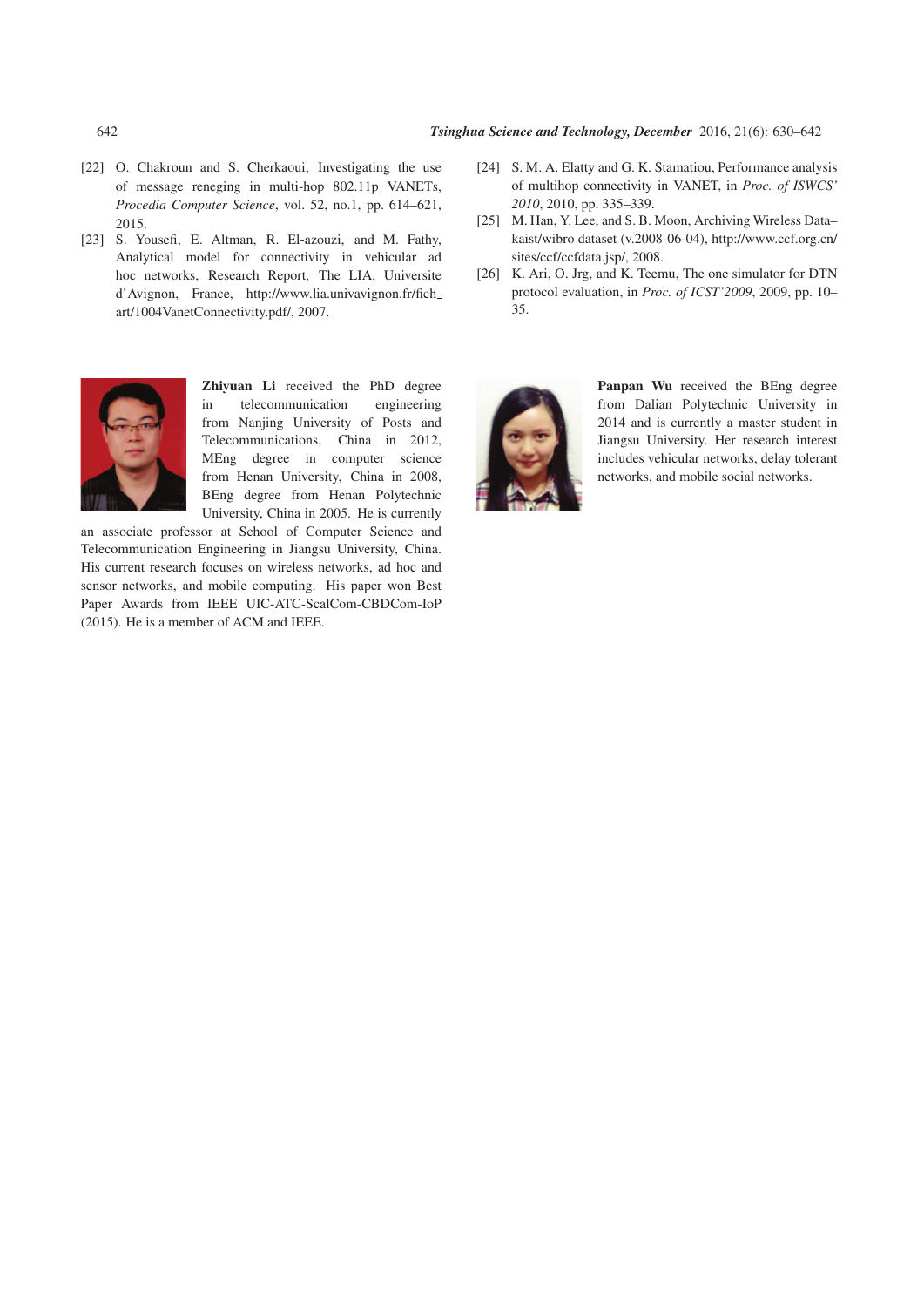[22] O. Chakroun and S. Cherkaoui, Investigating the use of message reneging in multi-hop 802.11p VANETs, *Procedia Computer Science*, vol. 52, no.1, pp. 614–621, 2015.

[23] S. Yousefi, E. Altman, R. El-azouzi, and M. Fathy, Analytical model for connectivity in vehicular ad hoc networks, Research Report, The LIA, Universite d'Avignon, France, http://www.lia.univavignon.fr/fich_art/1004VanetConnectivity.pdf/, 2007.

[24] S. M. A. Elatty and G. K. Stamatiou, Performance analysis of multihop connectivity in VANET, in *Proc. of ISWCS' 2010*, 2010, pp. 335–339.

[25] M. Han, Y. Lee, and S. B. Moon, Archiving Wireless Data–kaist/wibro dataset (v.2008-06-04), http://www.ccf.org.cn/sites/ccf/ccfdata.jsp/, 2008.

[26] K. Ari, O. Jrg, and K. Teemu, The one simulator for DTN protocol evaluation, in *Proc. of ICST'2009*, 2009, pp. 10–35.

**Zhiyuan Li** received the PhD degree in telecommunication engineering from Nanjing University of Posts and Telecommunications, China in 2012, MEng degree in computer science from Henan University, China in 2008, BEng degree from Henan Polytechnic University, China in 2005. He is currently an associate professor at School of Computer Science and Telecommunication Engineering in Jiangsu University, China. His current research focuses on wireless networks, ad hoc and sensor networks, and mobile computing. His paper won Best Paper Awards from IEEE UIC-ATC-ScalCom-CBDCom-IoP (2015). He is a member of ACM and IEEE.

**Panpan Wu** received the BEng degree from Dalian Polytechnic University in 2014 and is currently a master student in Jiangsu University. Her research interest includes vehicular networks, delay tolerant networks, and mobile social networks.